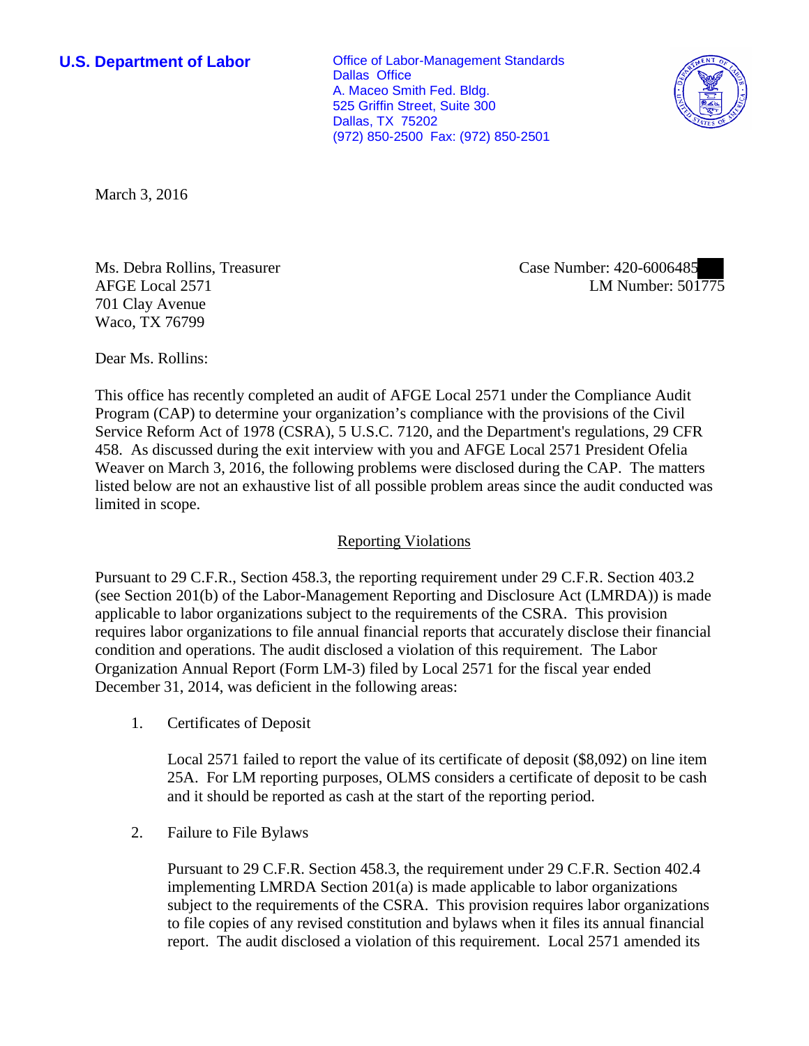**U.S. Department of Labor**

Office of Labor-Management Standards
Dallas Office
A. Maceo Smith Fed. Bldg.
525 Griffin Street, Suite 300
Dallas, TX 75202
(972) 850-2500 Fax: (972) 850-2501

March 3, 2016

Ms. Debra Rollins, Treasurer
AFGE Local 2571
701 Clay Avenue
Waco, TX 76799

Case Number: 420-6006485
LM Number: 501775

Dear Ms. Rollins:

This office has recently completed an audit of AFGE Local 2571 under the Compliance Audit Program (CAP) to determine your organization's compliance with the provisions of the Civil Service Reform Act of 1978 (CSRA), 5 U.S.C. 7120, and the Department's regulations, 29 CFR 458. As discussed during the exit interview with you and AFGE Local 2571 President Ofelia Weaver on March 3, 2016, the following problems were disclosed during the CAP. The matters listed below are not an exhaustive list of all possible problem areas since the audit conducted was limited in scope.

## Reporting Violations

Pursuant to 29 C.F.R., Section 458.3, the reporting requirement under 29 C.F.R. Section 403.2 (see Section 201(b) of the Labor-Management Reporting and Disclosure Act (LMRDA)) is made applicable to labor organizations subject to the requirements of the CSRA. This provision requires labor organizations to file annual financial reports that accurately disclose their financial condition and operations. The audit disclosed a violation of this requirement. The Labor Organization Annual Report (Form LM-3) filed by Local 2571 for the fiscal year ended December 31, 2014, was deficient in the following areas:

1. Certificates of Deposit

   Local 2571 failed to report the value of its certificate of deposit ($8,092) on line item 25A. For LM reporting purposes, OLMS considers a certificate of deposit to be cash and it should be reported as cash at the start of the reporting period.

2. Failure to File Bylaws

   Pursuant to 29 C.F.R. Section 458.3, the requirement under 29 C.F.R. Section 402.4 implementing LMRDA Section 201(a) is made applicable to labor organizations subject to the requirements of the CSRA. This provision requires labor organizations to file copies of any revised constitution and bylaws when it files its annual financial report. The audit disclosed a violation of this requirement. Local 2571 amended its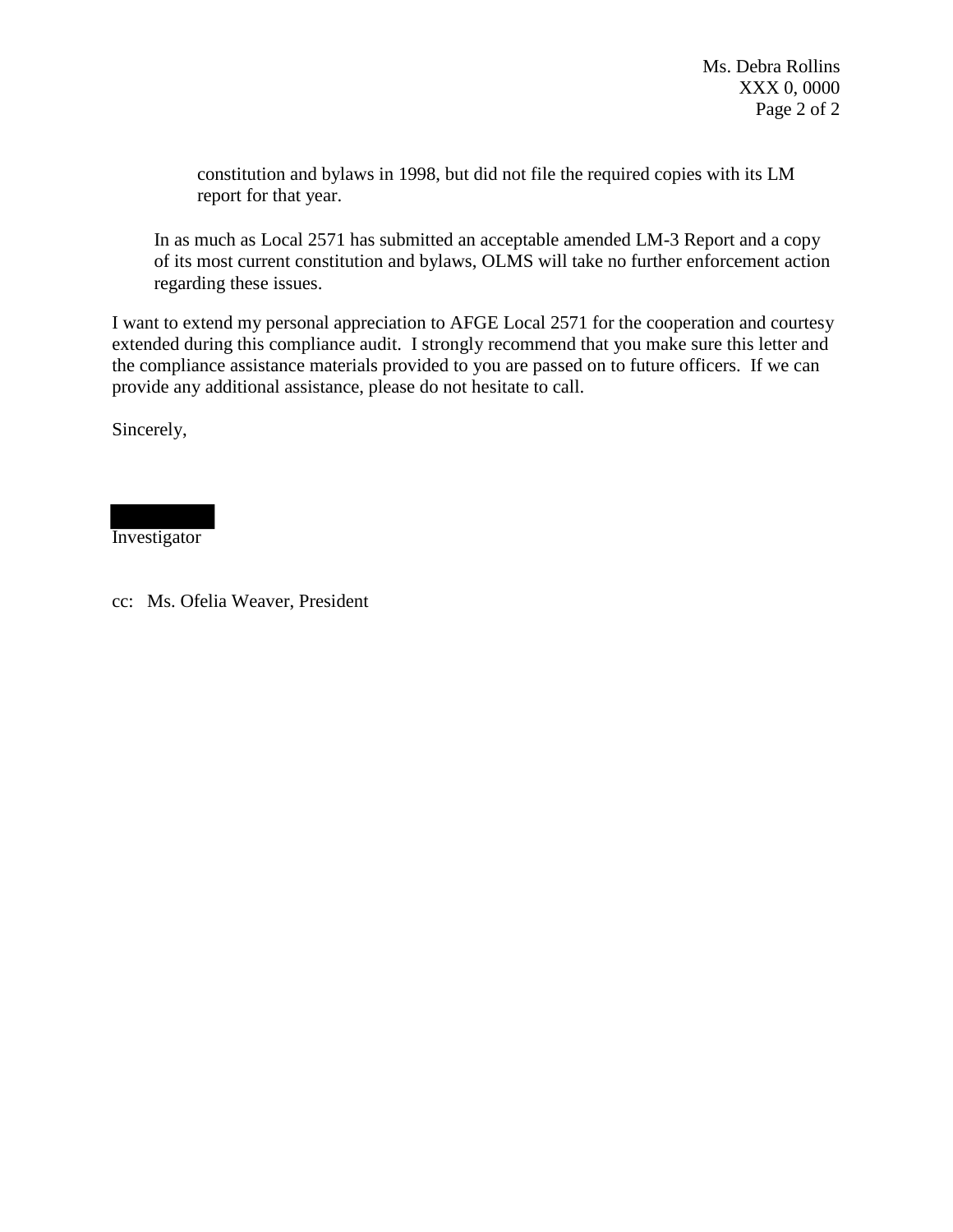constitution and bylaws in 1998, but did not file the required copies with its LM report for that year.

In as much as Local 2571 has submitted an acceptable amended LM-3 Report and a copy of its most current constitution and bylaws, OLMS will take no further enforcement action regarding these issues.

I want to extend my personal appreciation to AFGE Local 2571 for the cooperation and courtesy extended during this compliance audit. I strongly recommend that you make sure this letter and the compliance assistance materials provided to you are passed on to future officers. If we can provide any additional assistance, please do not hesitate to call.

Sincerely,

Investigator

cc: Ms. Ofelia Weaver, President